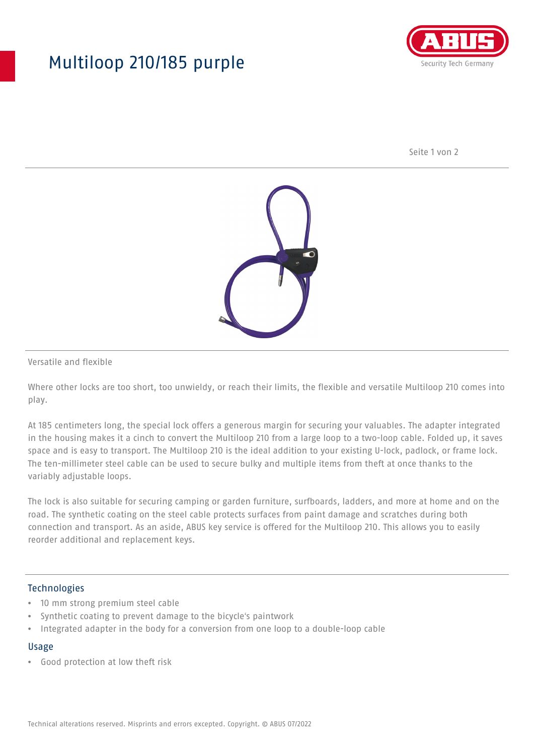# Multiloop 210/185 purple

Versatile and flexible

Where other locks are too short, too unwieldy, or reach their limits, the flexible and versatile Multiloop 210 comes into play.

At 185 centimeters long, the special lock offers a generous margin for securing your valuables. The adapter integrated in the housing makes it a cinch to convert the Multiloop 210 from a large loop to a two-loop cable. Folded up, it saves space and is easy to transport. The Multiloop 210 is the ideal addition to your existing U-lock, padlock, or frame lock. The ten-millimeter steel cable can be used to secure bulky and multiple items from theft at once thanks to the variably adjustable loops.

The lock is also suitable for securing camping or garden furniture, surfboards, ladders, and more at home and on the road. The synthetic coating on the steel cable protects surfaces from paint damage and scratches during both connection and transport. As an aside, ABUS key service is offered for the Multiloop 210. This allows you to easily reorder additional and replacement keys.

## Technologies

- 10 mm strong premium steel cable
- Synthetic coating to prevent damage to the bicycle's paintwork
- Integrated adapter in the body for a conversion from one loop to a double-loop cable

## Usage

- Good protection at low theft risk

Technical alterations reserved. Misprints and errors excepted. Copyright. © ABUS 07/2022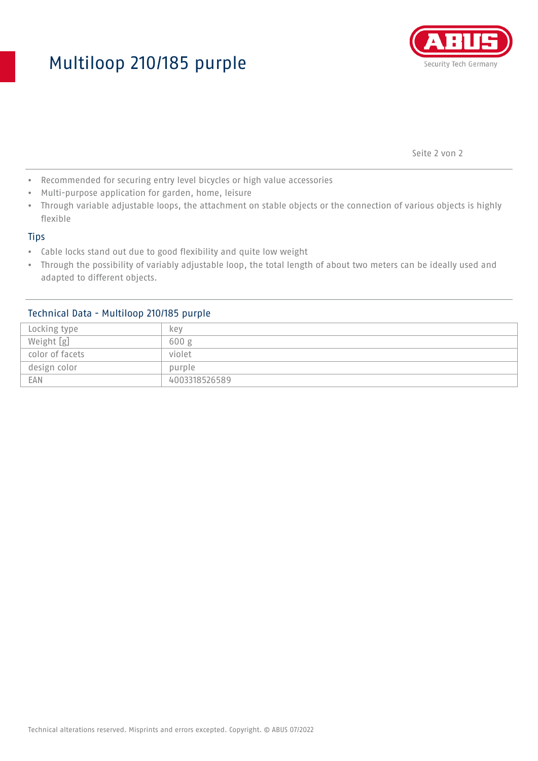- Recommended for securing entry level bicycles or high value accessories
- Multi-purpose application for garden, home, leisure
- Through variable adjustable loops, the attachment on stable objects or the connection of various objects is highly flexible

## Tips

- Cable locks stand out due to good flexibility and quite low weight
- Through the possibility of variably adjustable loop, the total length of about two meters can be ideally used and adapted to different objects.

## Technical Data - Multiloop 210/185 purple

| | |
|---|---|
| Locking type | key |
| Weight [g] | 600 g |
| color of facets | violet |
| design color | purple |
| EAN | 4003318526589 |

Technical alterations reserved. Misprints and errors excepted. Copyright. © ABUS 07/2022